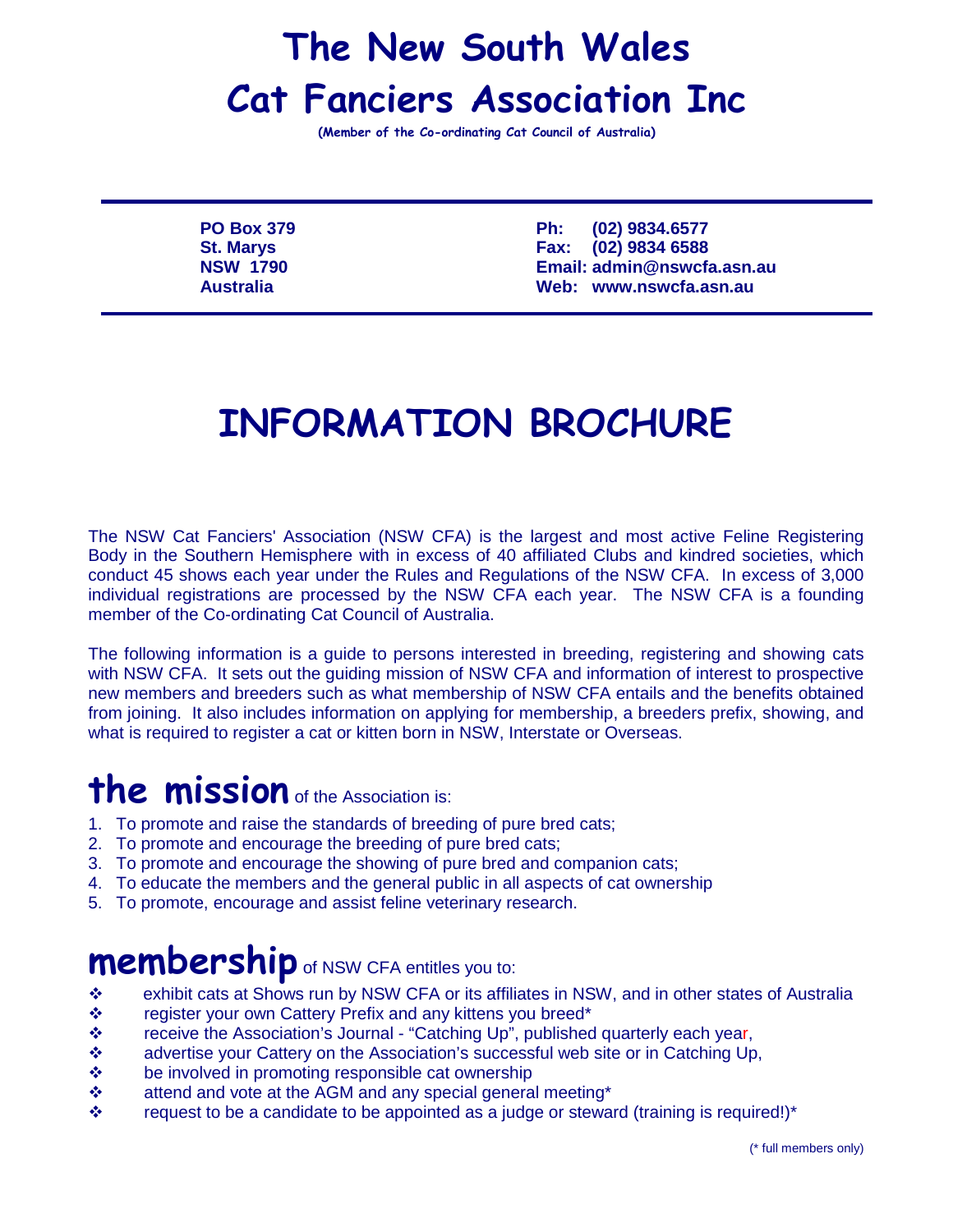# The New South Wales Cat Fanciers Association Inc

**(Member of the Co-ordinating Cat Council of Australia)**

| | |
|---|---|
| **PO Box 379** | **Ph: (02) 9834.6577** |
| **St. Marys** | **Fax: (02) 9834 6588** |
| **NSW 1790** | **Email: admin@nswcfa.asn.au** |
| **Australia** | **Web: www.nswcfa.asn.au** |

# INFORMATION BROCHURE

The NSW Cat Fanciers' Association (NSW CFA) is the largest and most active Feline Registering Body in the Southern Hemisphere with in excess of 40 affiliated Clubs and kindred societies, which conduct 45 shows each year under the Rules and Regulations of the NSW CFA. In excess of 3,000 individual registrations are processed by the NSW CFA each year. The NSW CFA is a founding member of the Co-ordinating Cat Council of Australia.

The following information is a guide to persons interested in breeding, registering and showing cats with NSW CFA. It sets out the guiding mission of NSW CFA and information of interest to prospective new members and breeders such as what membership of NSW CFA entails and the benefits obtained from joining. It also includes information on applying for membership, a breeders prefix, showing, and what is required to register a cat or kitten born in NSW, Interstate or Overseas.

## the mission of the Association is:

1. To promote and raise the standards of breeding of pure bred cats;
2. To promote and encourage the breeding of pure bred cats;
3. To promote and encourage the showing of pure bred and companion cats;
4. To educate the members and the general public in all aspects of cat ownership
5. To promote, encourage and assist feline veterinary research.

## membership of NSW CFA entitles you to:

- exhibit cats at Shows run by NSW CFA or its affiliates in NSW, and in other states of Australia
- register your own Cattery Prefix and any kittens you breed*
- receive the Association's Journal - "Catching Up", published quarterly each year,
- advertise your Cattery on the Association's successful web site or in Catching Up,
- be involved in promoting responsible cat ownership
- attend and vote at the AGM and any special general meeting*
- request to be a candidate to be appointed as a judge or steward (training is required!)*

(* full members only)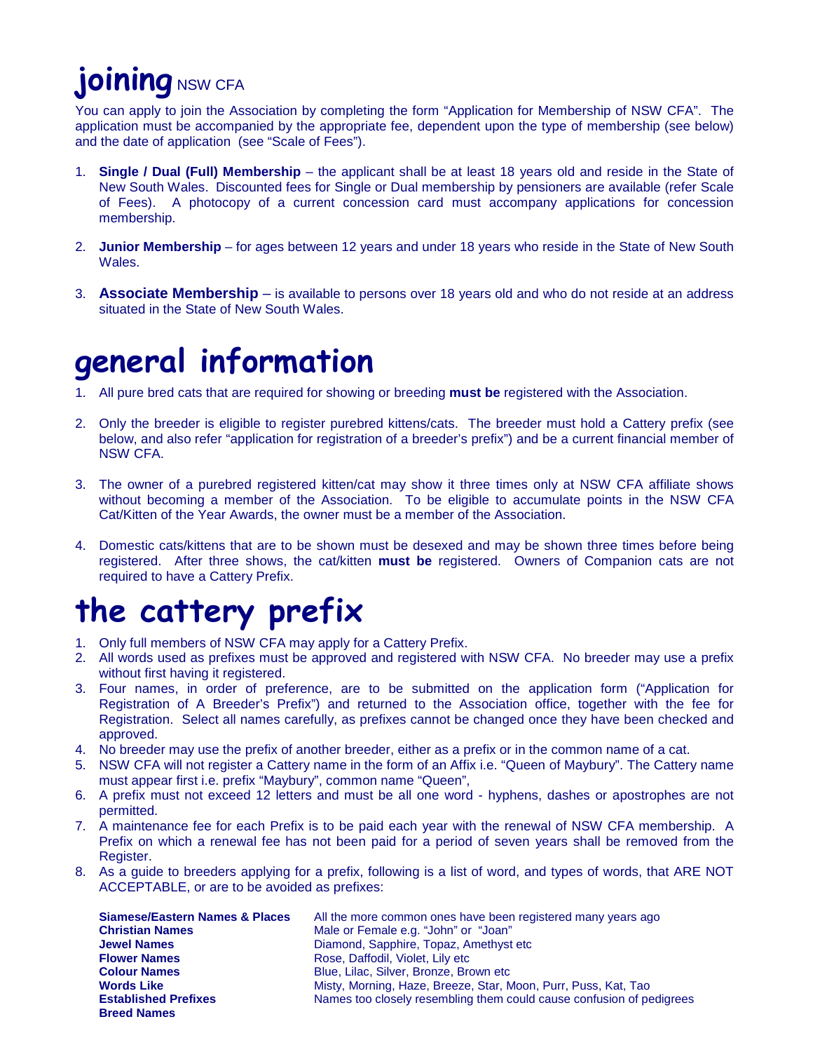# joining NSW CFA

You can apply to join the Association by completing the form "Application for Membership of NSW CFA". The application must be accompanied by the appropriate fee, dependent upon the type of membership (see below) and the date of application (see "Scale of Fees").

1. **Single / Dual (Full) Membership** – the applicant shall be at least 18 years old and reside in the State of New South Wales. Discounted fees for Single or Dual membership by pensioners are available (refer Scale of Fees). A photocopy of a current concession card must accompany applications for concession membership.

2. **Junior Membership** – for ages between 12 years and under 18 years who reside in the State of New South Wales.

3. **Associate Membership** – is available to persons over 18 years old and who do not reside at an address situated in the State of New South Wales.

# general information

1. All pure bred cats that are required for showing or breeding **must be** registered with the Association.

2. Only the breeder is eligible to register purebred kittens/cats. The breeder must hold a Cattery prefix (see below, and also refer "application for registration of a breeder's prefix") and be a current financial member of NSW CFA.

3. The owner of a purebred registered kitten/cat may show it three times only at NSW CFA affiliate shows without becoming a member of the Association. To be eligible to accumulate points in the NSW CFA Cat/Kitten of the Year Awards, the owner must be a member of the Association.

4. Domestic cats/kittens that are to be shown must be desexed and may be shown three times before being registered. After three shows, the cat/kitten **must be** registered. Owners of Companion cats are not required to have a Cattery Prefix.

# the cattery prefix

1. Only full members of NSW CFA may apply for a Cattery Prefix.
2. All words used as prefixes must be approved and registered with NSW CFA. No breeder may use a prefix without first having it registered.
3. Four names, in order of preference, are to be submitted on the application form ("Application for Registration of A Breeder's Prefix") and returned to the Association office, together with the fee for Registration. Select all names carefully, as prefixes cannot be changed once they have been checked and approved.
4. No breeder may use the prefix of another breeder, either as a prefix or in the common name of a cat.
5. NSW CFA will not register a Cattery name in the form of an Affix i.e. "Queen of Maybury". The Cattery name must appear first i.e. prefix "Maybury", common name "Queen",
6. A prefix must not exceed 12 letters and must be all one word - hyphens, dashes or apostrophes are not permitted.
7. A maintenance fee for each Prefix is to be paid each year with the renewal of NSW CFA membership. A Prefix on which a renewal fee has not been paid for a period of seven years shall be removed from the Register.
8. As a guide to breeders applying for a prefix, following is a list of word, and types of words, that ARE NOT ACCEPTABLE, or are to be avoided as prefixes:

| | |
|---|---|
| **Siamese/Eastern Names & Places** | All the more common ones have been registered many years ago |
| **Christian Names** | Male or Female e.g. "John" or "Joan" |
| **Jewel Names** | Diamond, Sapphire, Topaz, Amethyst etc |
| **Flower Names** | Rose, Daffodil, Violet, Lily etc |
| **Colour Names** | Blue, Lilac, Silver, Bronze, Brown etc |
| **Words Like** | Misty, Morning, Haze, Breeze, Star, Moon, Purr, Puss, Kat, Tao |
| **Established Prefixes** | Names too closely resembling them could cause confusion of pedigrees |
| **Breed Names** | |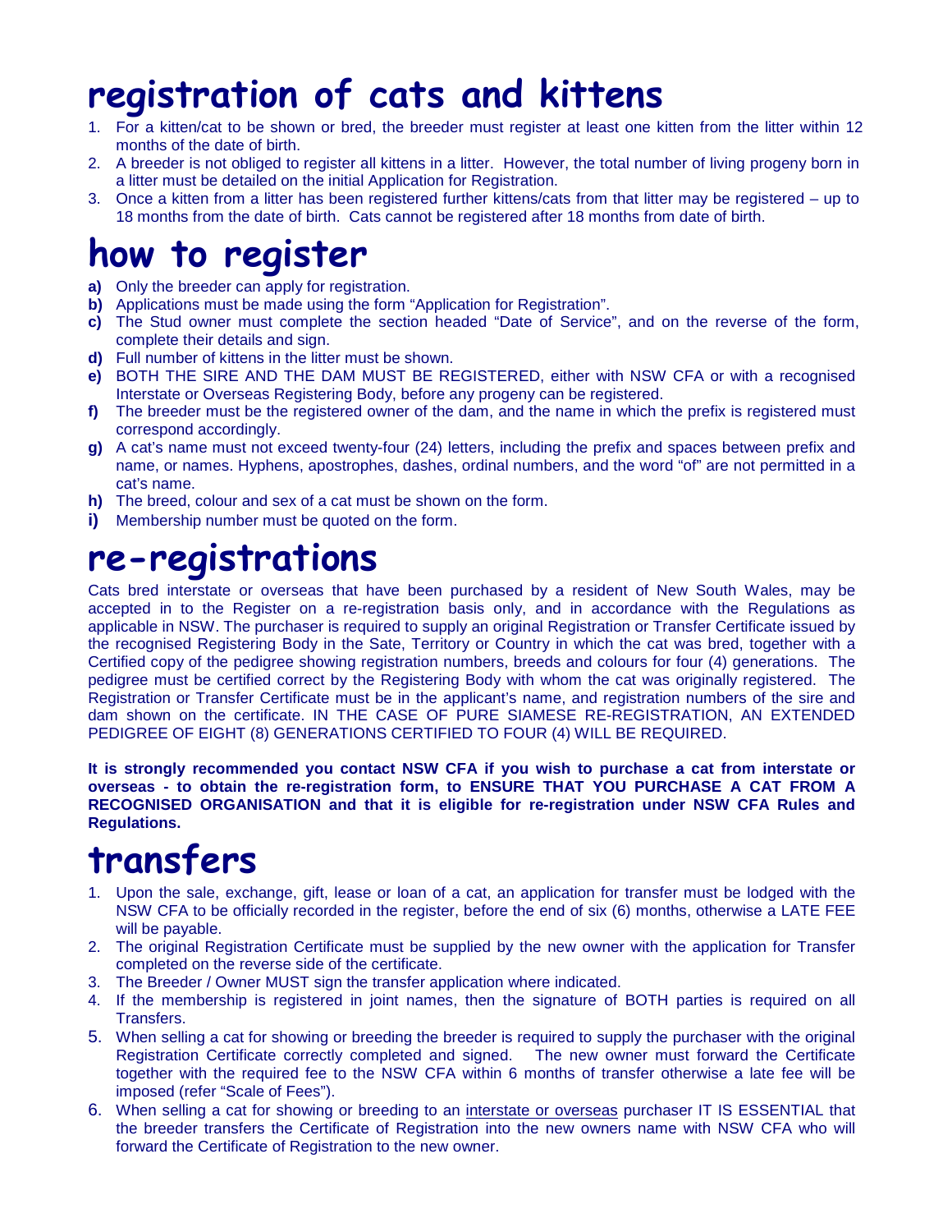# registration of cats and kittens

1. For a kitten/cat to be shown or bred, the breeder must register at least one kitten from the litter within 12 months of the date of birth.
2. A breeder is not obliged to register all kittens in a litter. However, the total number of living progeny born in a litter must be detailed on the initial Application for Registration.
3. Once a kitten from a litter has been registered further kittens/cats from that litter may be registered – up to 18 months from the date of birth. Cats cannot be registered after 18 months from date of birth.

# how to register

**a)** Only the breeder can apply for registration.
**b)** Applications must be made using the form "Application for Registration".
**c)** The Stud owner must complete the section headed "Date of Service", and on the reverse of the form, complete their details and sign.
**d)** Full number of kittens in the litter must be shown.
**e)** BOTH THE SIRE AND THE DAM MUST BE REGISTERED, either with NSW CFA or with a recognised Interstate or Overseas Registering Body, before any progeny can be registered.
**f)** The breeder must be the registered owner of the dam, and the name in which the prefix is registered must correspond accordingly.
**g)** A cat's name must not exceed twenty-four (24) letters, including the prefix and spaces between prefix and name, or names. Hyphens, apostrophes, dashes, ordinal numbers, and the word "of" are not permitted in a cat's name.
**h)** The breed, colour and sex of a cat must be shown on the form.
**i)** Membership number must be quoted on the form.

# re-registrations

Cats bred interstate or overseas that have been purchased by a resident of New South Wales, may be accepted in to the Register on a re-registration basis only, and in accordance with the Regulations as applicable in NSW. The purchaser is required to supply an original Registration or Transfer Certificate issued by the recognised Registering Body in the Sate, Territory or Country in which the cat was bred, together with a Certified copy of the pedigree showing registration numbers, breeds and colours for four (4) generations. The pedigree must be certified correct by the Registering Body with whom the cat was originally registered. The Registration or Transfer Certificate must be in the applicant's name, and registration numbers of the sire and dam shown on the certificate. IN THE CASE OF PURE SIAMESE RE-REGISTRATION, AN EXTENDED PEDIGREE OF EIGHT (8) GENERATIONS CERTIFIED TO FOUR (4) WILL BE REQUIRED.

**It is strongly recommended you contact NSW CFA if you wish to purchase a cat from interstate or overseas - to obtain the re-registration form, to ENSURE THAT YOU PURCHASE A CAT FROM A RECOGNISED ORGANISATION and that it is eligible for re-registration under NSW CFA Rules and Regulations.**

# transfers

1. Upon the sale, exchange, gift, lease or loan of a cat, an application for transfer must be lodged with the NSW CFA to be officially recorded in the register, before the end of six (6) months, otherwise a LATE FEE will be payable.
2. The original Registration Certificate must be supplied by the new owner with the application for Transfer completed on the reverse side of the certificate.
3. The Breeder / Owner MUST sign the transfer application where indicated.
4. If the membership is registered in joint names, then the signature of BOTH parties is required on all Transfers.
5. When selling a cat for showing or breeding the breeder is required to supply the purchaser with the original Registration Certificate correctly completed and signed. The new owner must forward the Certificate together with the required fee to the NSW CFA within 6 months of transfer otherwise a late fee will be imposed (refer "Scale of Fees").
6. When selling a cat for showing or breeding to an interstate or overseas purchaser IT IS ESSENTIAL that the breeder transfers the Certificate of Registration into the new owners name with NSW CFA who will forward the Certificate of Registration to the new owner.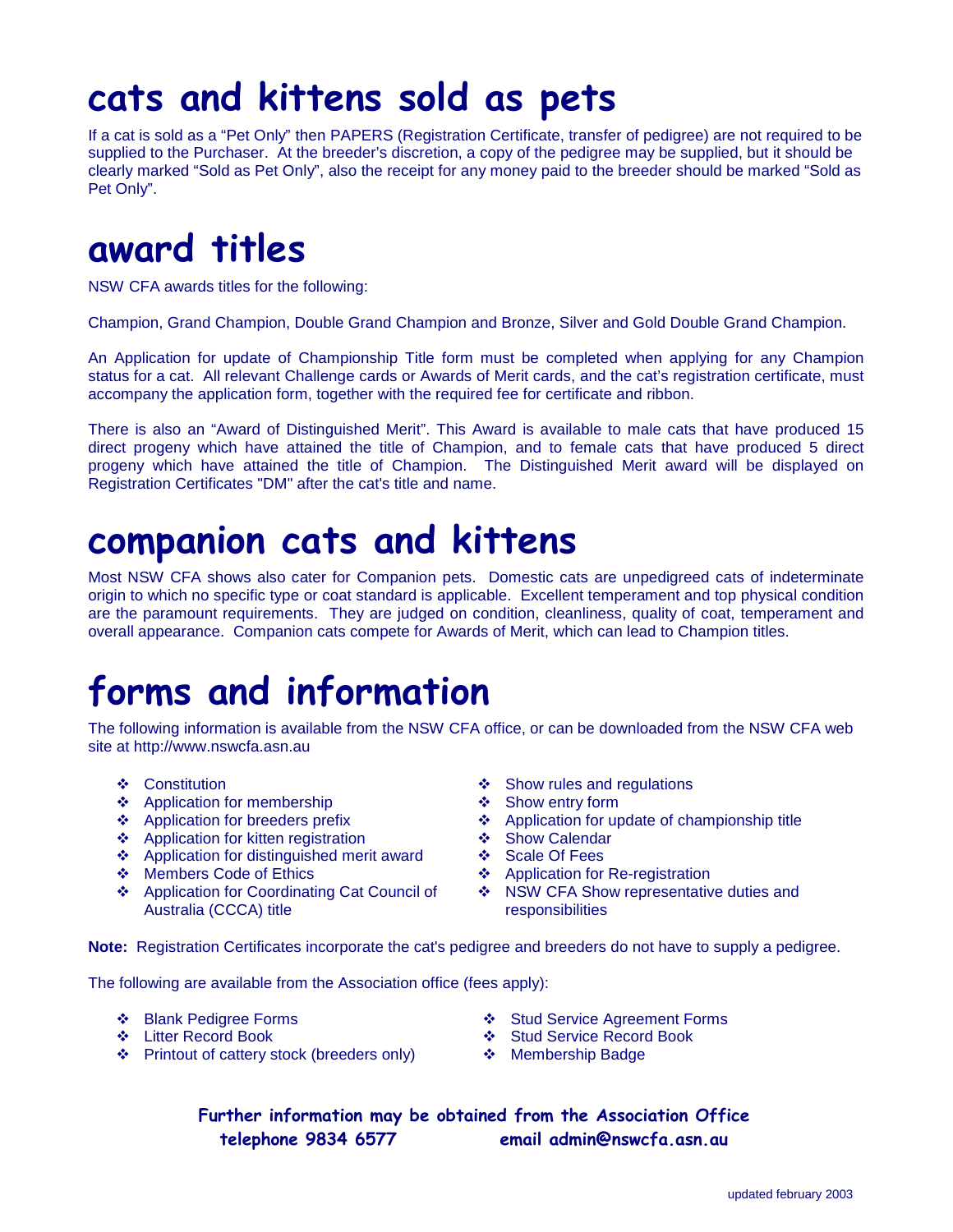# cats and kittens sold as pets

If a cat is sold as a "Pet Only" then PAPERS (Registration Certificate, transfer of pedigree) are not required to be supplied to the Purchaser. At the breeder's discretion, a copy of the pedigree may be supplied, but it should be clearly marked "Sold as Pet Only", also the receipt for any money paid to the breeder should be marked "Sold as Pet Only".

# award titles

NSW CFA awards titles for the following:

Champion, Grand Champion, Double Grand Champion and Bronze, Silver and Gold Double Grand Champion.

An Application for update of Championship Title form must be completed when applying for any Champion status for a cat. All relevant Challenge cards or Awards of Merit cards, and the cat's registration certificate, must accompany the application form, together with the required fee for certificate and ribbon.

There is also an "Award of Distinguished Merit". This Award is available to male cats that have produced 15 direct progeny which have attained the title of Champion, and to female cats that have produced 5 direct progeny which have attained the title of Champion. The Distinguished Merit award will be displayed on Registration Certificates "DM" after the cat's title and name.

# companion cats and kittens

Most NSW CFA shows also cater for Companion pets. Domestic cats are unpedigreed cats of indeterminate origin to which no specific type or coat standard is applicable. Excellent temperament and top physical condition are the paramount requirements. They are judged on condition, cleanliness, quality of coat, temperament and overall appearance. Companion cats compete for Awards of Merit, which can lead to Champion titles.

# forms and information

The following information is available from the NSW CFA office, or can be downloaded from the NSW CFA web site at http://www.nswcfa.asn.au

- Constitution
- Application for membership
- Application for breeders prefix
- Application for kitten registration
- Application for distinguished merit award
- Members Code of Ethics
- Application for Coordinating Cat Council of Australia (CCCA) title
- Show rules and regulations
- Show entry form
- Application for update of championship title
- Show Calendar
- Scale Of Fees
- Application for Re-registration
- NSW CFA Show representative duties and responsibilities

**Note:** Registration Certificates incorporate the cat's pedigree and breeders do not have to supply a pedigree.

The following are available from the Association office (fees apply):

- Blank Pedigree Forms
- Litter Record Book
- Printout of cattery stock (breeders only)
- Stud Service Agreement Forms
- Stud Service Record Book
- Membership Badge

**Further information may be obtained from the Association Office**
**telephone 9834 6577 email admin@nswcfa.asn.au**

updated february 2003